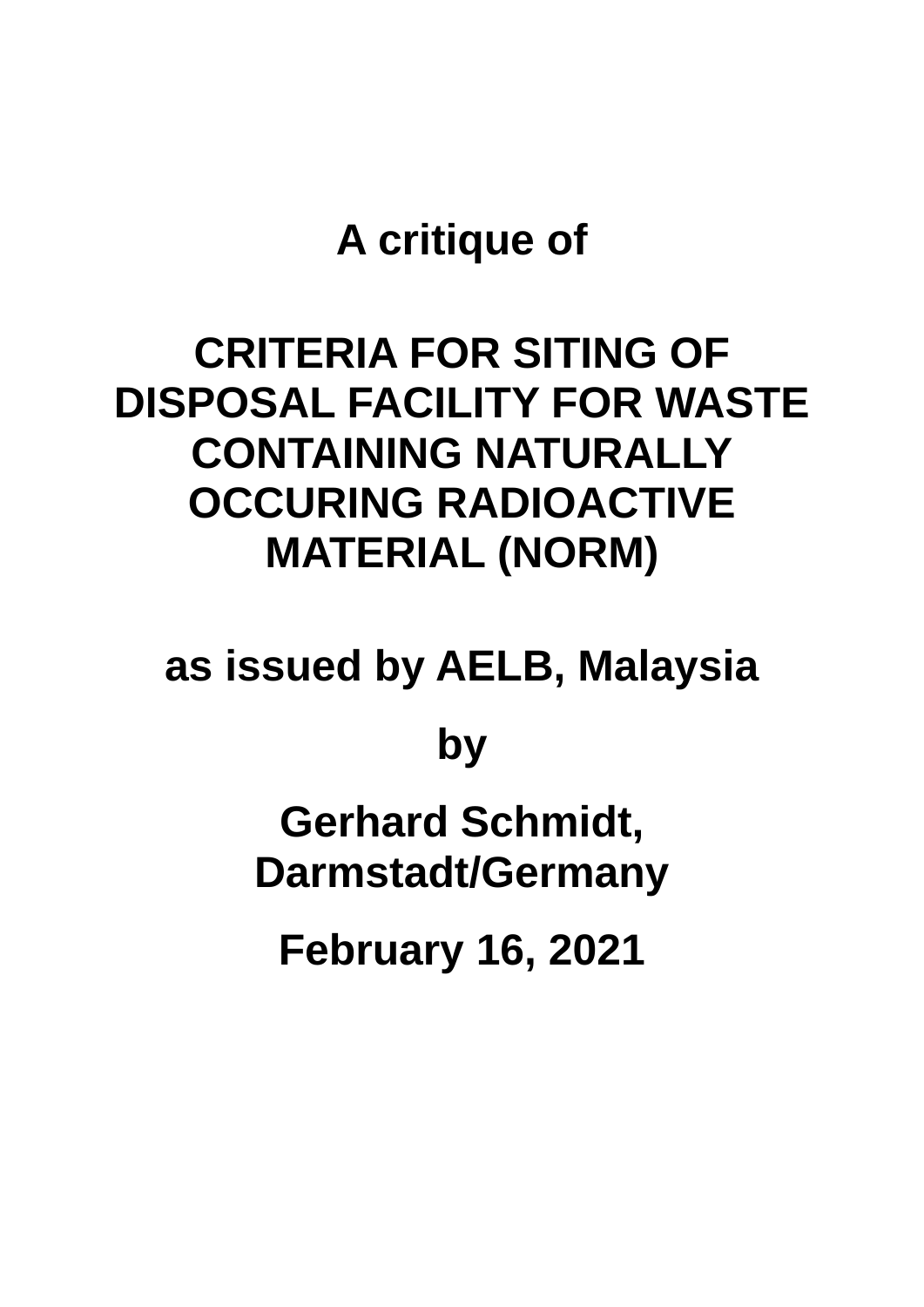**A critique of**

# CRITERIA FOR SITING OF DISPOSAL FACILITY FOR WASTE CONTAINING NATURALLY OCCURING RADIOACTIVE MATERIAL (NORM)

**as issued by AELB, Malaysia**

**by**

**Gerhard Schmidt, Darmstadt/Germany**

**February 16, 2021**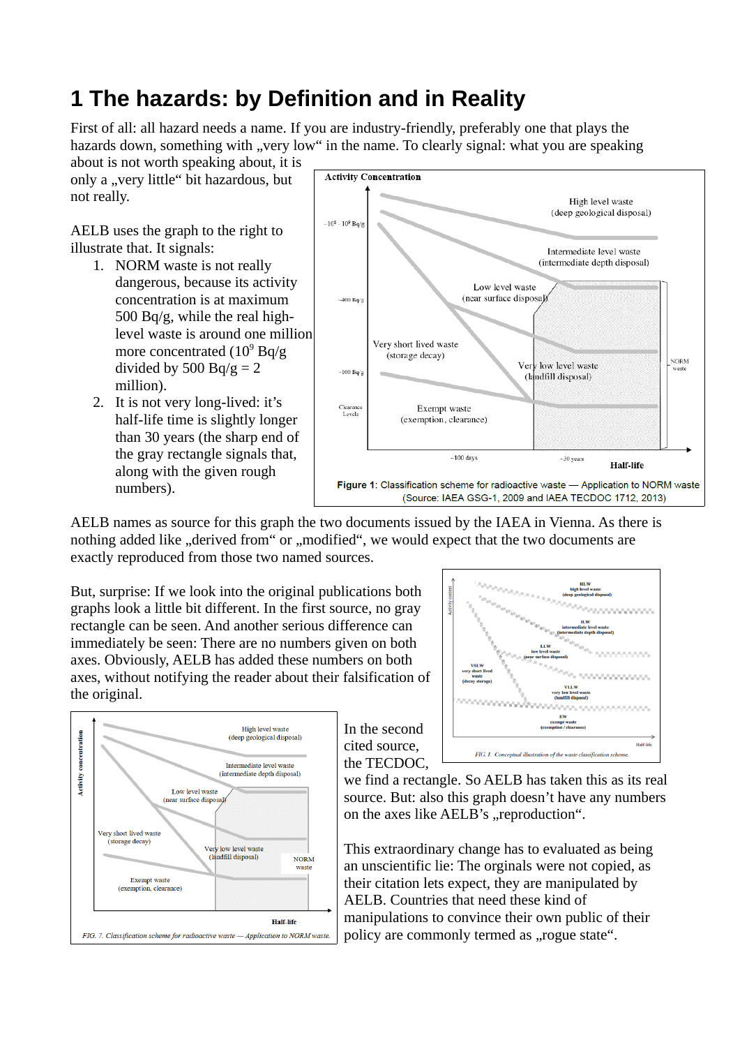# 1 The hazards: by Definition and in Reality

First of all: all hazard needs a name. If you are industry-friendly, preferably one that plays the hazards down, something with „very low“ in the name. To clearly signal: what you are speaking about is not worth speaking about, it is only a „very little“ bit hazardous, but not really.

AELB uses the graph to the right to illustrate that. It signals:

1. NORM waste is not really dangerous, because its activity concentration is at maximum 500 Bq/g, while the real high-level waste is around one million more concentrated ($10^9$ Bq/g divided by 500 Bq/g = 2 million).
2. It is not very long-lived: it's half-life time is slightly longer than 30 years (the sharp end of the gray rectangle signals that, along with the given rough numbers).

**Figure 1**: Classification scheme for radioactive waste — Application to NORM waste (Source: IAEA GSG-1, 2009 and IAEA TECDOC 1712, 2013)

AELB names as source for this graph the two documents issued by the IAEA in Vienna. As there is nothing added like „derived from“ or „modified“, we would expect that the two documents are exactly reproduced from those two named sources.

But, surprise: If we look into the original publications both graphs look a little bit different. In the first source, no gray rectangle can be seen. And another serious difference can immediately be seen: There are no numbers given on both axes. Obviously, AELB has added these numbers on both axes, without notifying the reader about their falsification of the original.

*FIG. 1. Conceptual illustration of the waste classification scheme.*

*FIG. 7. Classification scheme for radioactive waste — Application to NORM waste.*

In the second cited source, the TECDOC, we find a rectangle. So AELB has taken this as its real source. But: also this graph doesn't have any numbers on the axes like AELB's „reproduction“.

This extraordinary change has to evaluated as being an unscientific lie: The orginals were not copied, as their citation lets expect, they are manipulated by AELB. Countries that need these kind of manipulations to convince their own public of their policy are commonly termed as „rogue state“.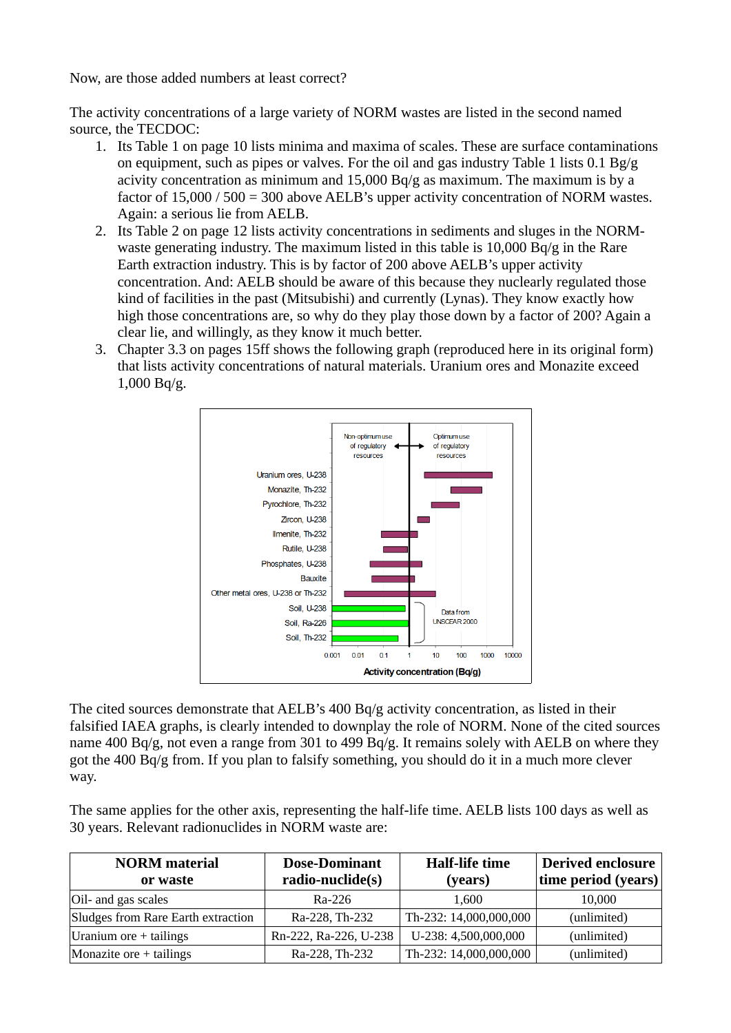Now, are those added numbers at least correct?

The activity concentrations of a large variety of NORM wastes are listed in the second named source, the TECDOC:

1. Its Table 1 on page 10 lists minima and maxima of scales. These are surface contaminations on equipment, such as pipes or valves. For the oil and gas industry Table 1 lists 0.1 Bg/g acivity concentration as minimum and 15,000 Bq/g as maximum. The maximum is by a factor of 15,000 / 500 = 300 above AELB's upper activity concentration of NORM wastes. Again: a serious lie from AELB.
2. Its Table 2 on page 12 lists activity concentrations in sediments and sluges in the NORM-waste generating industry. The maximum listed in this table is 10,000 Bq/g in the Rare Earth extraction industry. This is by factor of 200 above AELB's upper activity concentration. And: AELB should be aware of this because they nuclearly regulated those kind of facilities in the past (Mitsubishi) and currently (Lynas). They know exactly how high those concentrations are, so why do they play those down by a factor of 200? Again a clear lie, and willingly, as they know it much better.
3. Chapter 3.3 on pages 15ff shows the following graph (reproduced here in its original form) that lists activity concentrations of natural materials. Uranium ores and Monazite exceed 1,000 Bq/g.

The cited sources demonstrate that AELB's 400 Bq/g activity concentration, as listed in their falsified IAEA graphs, is clearly intended to downplay the role of NORM. None of the cited sources name 400 Bq/g, not even a range from 301 to 499 Bq/g. It remains solely with AELB on where they got the 400 Bq/g from. If you plan to falsify something, you should do it in a much more clever way.

The same applies for the other axis, representing the half-life time. AELB lists 100 days as well as 30 years. Relevant radionuclides in NORM waste are:

| NORM material or waste | Dose-Dominant radio-nuclide(s) | Half-life time (years) | Derived enclosure time period (years) |
|---|---|---|---|
| Oil- and gas scales | Ra-226 | 1,600 | 10,000 |
| Sludges from Rare Earth extraction | Ra-228, Th-232 | Th-232: 14,000,000,000 | (unlimited) |
| Uranium ore + tailings | Rn-222, Ra-226, U-238 | U-238: 4,500,000,000 | (unlimited) |
| Monazite ore + tailings | Ra-228, Th-232 | Th-232: 14,000,000,000 | (unlimited) |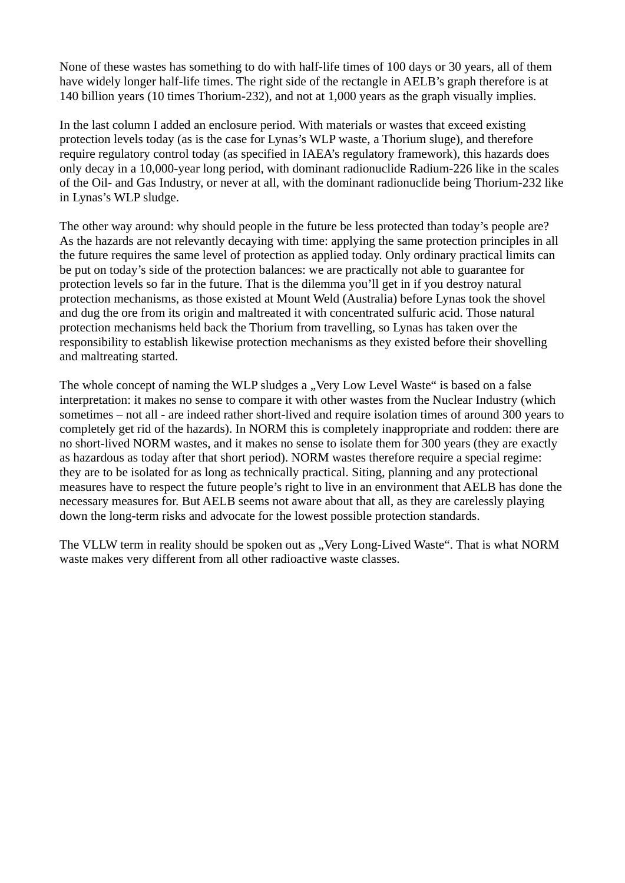None of these wastes has something to do with half-life times of 100 days or 30 years, all of them have widely longer half-life times. The right side of the rectangle in AELB's graph therefore is at 140 billion years (10 times Thorium-232), and not at 1,000 years as the graph visually implies.

In the last column I added an enclosure period. With materials or wastes that exceed existing protection levels today (as is the case for Lynas's WLP waste, a Thorium sluge), and therefore require regulatory control today (as specified in IAEA's regulatory framework), this hazards does only decay in a 10,000-year long period, with dominant radionuclide Radium-226 like in the scales of the Oil- and Gas Industry, or never at all, with the dominant radionuclide being Thorium-232 like in Lynas's WLP sludge.

The other way around: why should people in the future be less protected than today's people are? As the hazards are not relevantly decaying with time: applying the same protection principles in all the future requires the same level of protection as applied today. Only ordinary practical limits can be put on today's side of the protection balances: we are practically not able to guarantee for protection levels so far in the future. That is the dilemma you'll get in if you destroy natural protection mechanisms, as those existed at Mount Weld (Australia) before Lynas took the shovel and dug the ore from its origin and maltreated it with concentrated sulfuric acid. Those natural protection mechanisms held back the Thorium from travelling, so Lynas has taken over the responsibility to establish likewise protection mechanisms as they existed before their shovelling and maltreating started.

The whole concept of naming the WLP sludges a „Very Low Level Waste“ is based on a false interpretation: it makes no sense to compare it with other wastes from the Nuclear Industry (which sometimes – not all - are indeed rather short-lived and require isolation times of around 300 years to completely get rid of the hazards). In NORM this is completely inappropriate and rodden: there are no short-lived NORM wastes, and it makes no sense to isolate them for 300 years (they are exactly as hazardous as today after that short period). NORM wastes therefore require a special regime: they are to be isolated for as long as technically practical. Siting, planning and any protectional measures have to respect the future people's right to live in an environment that AELB has done the necessary measures for. But AELB seems not aware about that all, as they are carelessly playing down the long-term risks and advocate for the lowest possible protection standards.

The VLLW term in reality should be spoken out as „Very Long-Lived Waste“. That is what NORM waste makes very different from all other radioactive waste classes.